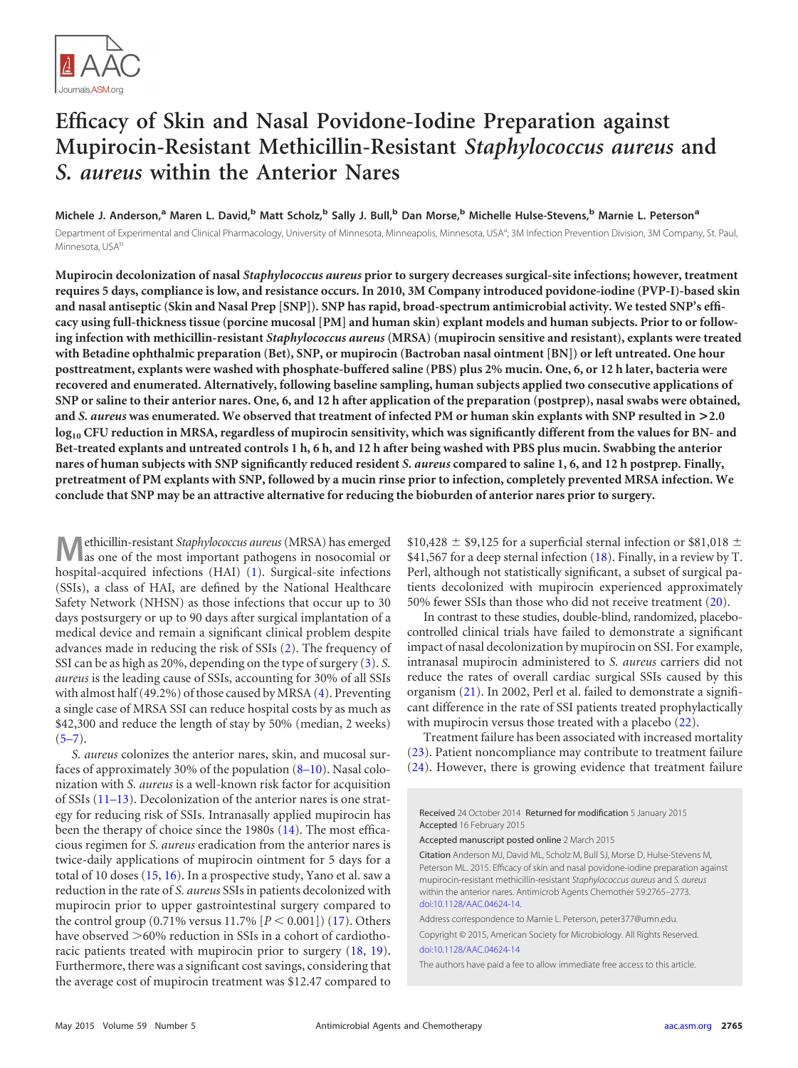# Efficacy of Skin and Nasal Povidone-Iodine Preparation against Mupirocin-Resistant Methicillin-Resistant *Staphylococcus aureus* and *S. aureus* within the Anterior Nares

**Michele J. Anderson,[a] Maren L. David,[b] Matt Scholz,[b] Sally J. Bull,[b] Dan Morse,[b] Michelle Hulse-Stevens,[b] Marnie L. Peterson[a]**

Department of Experimental and Clinical Pharmacology, University of Minnesota, Minneapolis, Minnesota, USA[a]; 3M Infection Prevention Division, 3M Company, St. Paul, Minnesota, USA[b]

**Mupirocin decolonization of nasal *Staphylococcus aureus* prior to surgery decreases surgical-site infections; however, treatment requires 5 days, compliance is low, and resistance occurs. In 2010, 3M Company introduced povidone-iodine (PVP-I)-based skin and nasal antiseptic (Skin and Nasal Prep [SNP]). SNP has rapid, broad-spectrum antimicrobial activity. We tested SNP's efficacy using full-thickness tissue (porcine mucosal [PM] and human skin) explant models and human subjects. Prior to or following infection with methicillin-resistant *Staphylococcus aureus* (MRSA) (mupirocin sensitive and resistant), explants were treated with Betadine ophthalmic preparation (Bet), SNP, or mupirocin (Bactroban nasal ointment [BN]) or left untreated. One hour posttreatment, explants were washed with phosphate-buffered saline (PBS) plus 2% mucin. One, 6, or 12 h later, bacteria were recovered and enumerated. Alternatively, following baseline sampling, human subjects applied two consecutive applications of SNP or saline to their anterior nares. One, 6, and 12 h after application of the preparation (postprep), nasal swabs were obtained, and *S. aureus* was enumerated. We observed that treatment of infected PM or human skin explants with SNP resulted in >2.0 $\log_{10}$ CFU reduction in MRSA, regardless of mupirocin sensitivity, which was significantly different from the values for BN- and Bet-treated explants and untreated controls 1 h, 6 h, and 12 h after being washed with PBS plus mucin. Swabbing the anterior nares of human subjects with SNP significantly reduced resident *S. aureus* compared to saline 1, 6, and 12 h postprep. Finally, pretreatment of PM explants with SNP, followed by a mucin rinse prior to infection, completely prevented MRSA infection. We conclude that SNP may be an attractive alternative for reducing the bioburden of anterior nares prior to surgery.**

Methicillin-resistant *Staphylococcus aureus* (MRSA) has emerged as one of the most important pathogens in nosocomial or hospital-acquired infections (HAI) (1). Surgical-site infections (SSIs), a class of HAI, are defined by the National Healthcare Safety Network (NHSN) as those infections that occur up to 30 days postsurgery or up to 90 days after surgical implantation of a medical device and remain a significant clinical problem despite advances made in reducing the risk of SSIs (2). The frequency of SSI can be as high as 20%, depending on the type of surgery (3). *S. aureus* is the leading cause of SSIs, accounting for 30% of all SSIs with almost half (49.2%) of those caused by MRSA (4). Preventing a single case of MRSA SSI can reduce hospital costs by as much as \$42,300 and reduce the length of stay by 50% (median, 2 weeks) (5–7).

*S. aureus* colonizes the anterior nares, skin, and mucosal surfaces of approximately 30% of the population (8–10). Nasal colonization with *S. aureus* is a well-known risk factor for acquisition of SSIs (11–13). Decolonization of the anterior nares is one strategy for reducing risk of SSIs. Intranasally applied mupirocin has been the therapy of choice since the 1980s (14). The most efficacious regimen for *S. aureus* eradication from the anterior nares is twice-daily applications of mupirocin ointment for 5 days for a total of 10 doses (15, 16). In a prospective study, Yano et al. saw a reduction in the rate of *S. aureus* SSIs in patients decolonized with mupirocin prior to upper gastrointestinal surgery compared to the control group (0.71% versus 11.7% [$P < 0.001$]) (17). Others have observed >60% reduction in SSIs in a cohort of cardiothoracic patients treated with mupirocin prior to surgery (18, 19). Furthermore, there was a significant cost savings, considering that the average cost of mupirocin treatment was \$12.47 compared to \$10,428 ± \$9,125 for a superficial sternal infection or \$81,018 ± \$41,567 for a deep sternal infection (18). Finally, in a review by T. Perl, although not statistically significant, a subset of surgical patients decolonized with mupirocin experienced approximately 50% fewer SSIs than those who did not receive treatment (20).

In contrast to these studies, double-blind, randomized, placebo-controlled clinical trials have failed to demonstrate a significant impact of nasal decolonization by mupirocin on SSI. For example, intranasal mupirocin administered to *S. aureus* carriers did not reduce the rates of overall cardiac surgical SSIs caused by this organism (21). In 2002, Perl et al. failed to demonstrate a significant difference in the rate of SSI patients treated prophylactically with mupirocin versus those treated with a placebo (22).

Treatment failure has been associated with increased mortality (23). Patient noncompliance may contribute to treatment failure (24). However, there is growing evidence that treatment failure

Received 24 October 2014 Returned for modification 5 January 2015 Accepted 16 February 2015

Accepted manuscript posted online 2 March 2015

Citation Anderson MJ, David ML, Scholz M, Bull SJ, Morse D, Hulse-Stevens M, Peterson ML. 2015. Efficacy of skin and nasal povidone-iodine preparation against mupirocin-resistant methicillin-resistant *Staphylococcus aureus* and *S. aureus* within the anterior nares. Antimicrob Agents Chemother 59:2765–2773. doi:10.1128/AAC.04624-14.

Address correspondence to Marnie L. Peterson, peter377@umn.edu.

Copyright © 2015, American Society for Microbiology. All Rights Reserved.

doi:10.1128/AAC.04624-14

The authors have paid a fee to allow immediate free access to this article.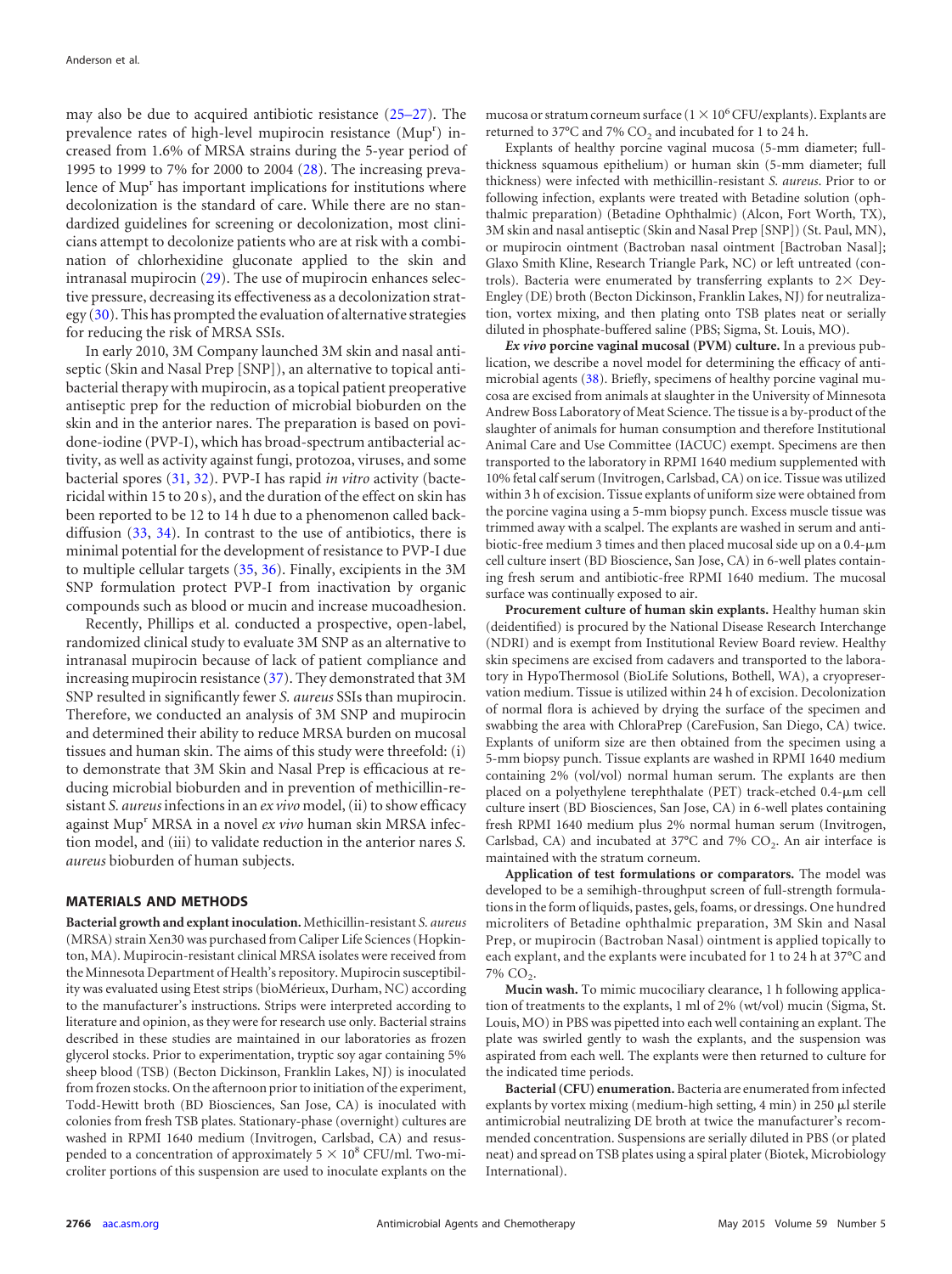may also be due to acquired antibiotic resistance (25–27). The prevalence rates of high-level mupirocin resistance (Mup$^r$) increased from 1.6% of MRSA strains during the 5-year period of 1995 to 1999 to 7% for 2000 to 2004 (28). The increasing prevalence of Mup$^r$ has important implications for institutions where decolonization is the standard of care. While there are no standardized guidelines for screening or decolonization, most clinicians attempt to decolonize patients who are at risk with a combination of chlorhexidine gluconate applied to the skin and intranasal mupirocin (29). The use of mupirocin enhances selective pressure, decreasing its effectiveness as a decolonization strategy (30). This has prompted the evaluation of alternative strategies for reducing the risk of MRSA SSIs.

In early 2010, 3M Company launched 3M skin and nasal antiseptic (Skin and Nasal Prep [SNP]), an alternative to topical antibacterial therapy with mupirocin, as a topical patient preoperative antiseptic prep for the reduction of microbial bioburden on the skin and in the anterior nares. The preparation is based on povidone-iodine (PVP-I), which has broad-spectrum antibacterial activity, as well as activity against fungi, protozoa, viruses, and some bacterial spores (31, 32). PVP-I has rapid *in vitro* activity (bactericidal within 15 to 20 s), and the duration of the effect on skin has been reported to be 12 to 14 h due to a phenomenon called back-diffusion (33, 34). In contrast to the use of antibiotics, there is minimal potential for the development of resistance to PVP-I due to multiple cellular targets (35, 36). Finally, excipients in the 3M SNP formulation protect PVP-I from inactivation by organic compounds such as blood or mucin and increase mucoadhesion.

Recently, Phillips et al. conducted a prospective, open-label, randomized clinical study to evaluate 3M SNP as an alternative to intranasal mupirocin because of lack of patient compliance and increasing mupirocin resistance (37). They demonstrated that 3M SNP resulted in significantly fewer *S. aureus* SSIs than mupirocin. Therefore, we conducted an analysis of 3M SNP and mupirocin and determined their ability to reduce MRSA burden on mucosal tissues and human skin. The aims of this study were threefold: (i) to demonstrate that 3M Skin and Nasal Prep is efficacious at reducing microbial bioburden and in prevention of methicillin-resistant *S. aureus* infections in an *ex vivo* model, (ii) to show efficacy against Mup$^r$ MRSA in a novel *ex vivo* human skin MRSA infection model, and (iii) to validate reduction in the anterior nares *S. aureus* bioburden of human subjects.

## MATERIALS AND METHODS

**Bacterial growth and explant inoculation.** Methicillin-resistant *S. aureus* (MRSA) strain Xen30 was purchased from Caliper Life Sciences (Hopkinton, MA). Mupirocin-resistant clinical MRSA isolates were received from the Minnesota Department of Health's repository. Mupirocin susceptibility was evaluated using Etest strips (bioMérieux, Durham, NC) according to the manufacturer's instructions. Strips were interpreted according to literature and opinion, as they were for research use only. Bacterial strains described in these studies are maintained in our laboratories as frozen glycerol stocks. Prior to experimentation, tryptic soy agar containing 5% sheep blood (TSB) (Becton Dickinson, Franklin Lakes, NJ) is inoculated from frozen stocks. On the afternoon prior to initiation of the experiment, Todd-Hewitt broth (BD Biosciences, San Jose, CA) is inoculated with colonies from fresh TSB plates. Stationary-phase (overnight) cultures are washed in RPMI 1640 medium (Invitrogen, Carlsbad, CA) and resuspended to a concentration of approximately $5 \times 10^8$ CFU/ml. Two-microliter portions of this suspension are used to inoculate explants on the mucosa or stratum corneum surface ($1 \times 10^6$ CFU/explants). Explants are returned to 37°C and 7% $CO_2$ and incubated for 1 to 24 h.

Explants of healthy porcine vaginal mucosa (5-mm diameter; full-thickness squamous epithelium) or human skin (5-mm diameter; full thickness) were infected with methicillin-resistant *S. aureus*. Prior to or following infection, explants were treated with Betadine solution (ophthalmic preparation) (Betadine Ophthalmic) (Alcon, Fort Worth, TX), 3M skin and nasal antiseptic (Skin and Nasal Prep [SNP]) (St. Paul, MN), or mupirocin ointment (Bactroban nasal ointment [Bactroban Nasal]; Glaxo Smith Kline, Research Triangle Park, NC) or left untreated (controls). Bacteria were enumerated by transferring explants to 2× Dey-Engley (DE) broth (Becton Dickinson, Franklin Lakes, NJ) for neutralization, vortex mixing, and then plating onto TSB plates neat or serially diluted in phosphate-buffered saline (PBS; Sigma, St. Louis, MO).

***Ex vivo* porcine vaginal mucosal (PVM) culture.** In a previous publication, we describe a novel model for determining the efficacy of antimicrobial agents (38). Briefly, specimens of healthy porcine vaginal mucosa are excised from animals at slaughter in the University of Minnesota Andrew Boss Laboratory of Meat Science. The tissue is a by-product of the slaughter of animals for human consumption and therefore Institutional Animal Care and Use Committee (IACUC) exempt. Specimens are then transported to the laboratory in RPMI 1640 medium supplemented with 10% fetal calf serum (Invitrogen, Carlsbad, CA) on ice. Tissue was utilized within 3 h of excision. Tissue explants of uniform size were obtained from the porcine vagina using a 5-mm biopsy punch. Excess muscle tissue was trimmed away with a scalpel. The explants are washed in serum and antibiotic-free medium 3 times and then placed mucosal side up on a 0.4-μm cell culture insert (BD Bioscience, San Jose, CA) in 6-well plates containing fresh serum and antibiotic-free RPMI 1640 medium. The mucosal surface was continually exposed to air.

**Procurement culture of human skin explants.** Healthy human skin (deidentified) is procured by the National Disease Research Interchange (NDRI) and is exempt from Institutional Review Board review. Healthy skin specimens are excised from cadavers and transported to the laboratory in HypoThermosol (BioLife Solutions, Bothell, WA), a cryopreservation medium. Tissue is utilized within 24 h of excision. Decolonization of normal flora is achieved by drying the surface of the specimen and swabbing the area with ChloraPrep (CareFusion, San Diego, CA) twice. Explants of uniform size are then obtained from the specimen using a 5-mm biopsy punch. Tissue explants are washed in RPMI 1640 medium containing 2% (vol/vol) normal human serum. The explants are then placed on a polyethylene terephthalate (PET) track-etched 0.4-μm cell culture insert (BD Biosciences, San Jose, CA) in 6-well plates containing fresh RPMI 1640 medium plus 2% normal human serum (Invitrogen, Carlsbad, CA) and incubated at 37°C and 7% $CO_2$. An air interface is maintained with the stratum corneum.

**Application of test formulations or comparators.** The model was developed to be a semihigh-throughput screen of full-strength formulations in the form of liquids, pastes, gels, foams, or dressings. One hundred microliters of Betadine ophthalmic preparation, 3M Skin and Nasal Prep, or mupirocin (Bactroban Nasal) ointment is applied topically to each explant, and the explants were incubated for 1 to 24 h at 37°C and 7% $CO_2$.

**Mucin wash.** To mimic mucociliary clearance, 1 h following application of treatments to the explants, 1 ml of 2% (wt/vol) mucin (Sigma, St. Louis, MO) in PBS was pipetted into each well containing an explant. The plate was swirled gently to wash the explants, and the suspension was aspirated from each well. The explants were then returned to culture for the indicated time periods.

**Bacterial (CFU) enumeration.** Bacteria are enumerated from infected explants by vortex mixing (medium-high setting, 4 min) in 250 μl sterile antimicrobial neutralizing DE broth at twice the manufacturer's recommended concentration. Suspensions are serially diluted in PBS (or plated neat) and spread on TSB plates using a spiral plater (Biotek, Microbiology International).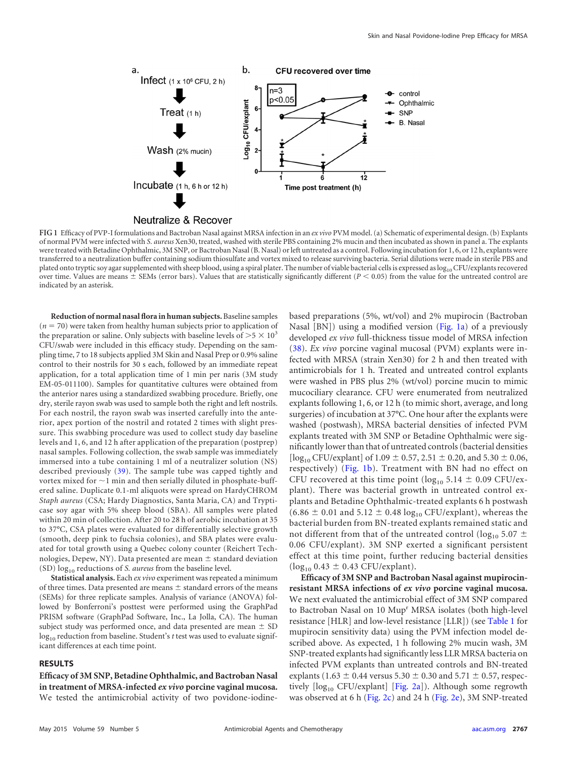**FIG 1** Efficacy of PVP-I formulations and Bactroban Nasal against MRSA infection in an *ex vivo* PVM model. (a) Schematic of experimental design. (b) Explants of normal PVM were infected with *S. aureus* Xen30, treated, washed with sterile PBS containing 2% mucin and then incubated as shown in panel a. The explants were treated with Betadine Ophthalmic, 3M SNP, or Bactroban Nasal (B. Nasal) or left untreated as a control. Following incubation for 1, 6, or 12 h, explants were transferred to a neutralization buffer containing sodium thiosulfate and vortex mixed to release surviving bacteria. Serial dilutions were made in sterile PBS and plated onto tryptic soy agar supplemented with sheep blood, using a spiral plater. The number of viable bacterial cells is expressed as $\log_{10}$ CFU/explants recovered over time. Values are means ± SEMs (error bars). Values that are statistically significantly different ($P < 0.05$) from the value for the untreated control are indicated by an asterisk.

**Reduction of normal nasal flora in human subjects.** Baseline samples ($n = 70$) were taken from healthy human subjects prior to application of the preparation or saline. Only subjects with baseline levels of $>5 \times 10^3$ CFU/swab were included in this efficacy study. Depending on the sampling time, 7 to 18 subjects applied 3M Skin and Nasal Prep or 0.9% saline control to their nostrils for 30 s each, followed by an immediate repeat application, for a total application time of 1 min per naris (3M study EM-05-011100). Samples for quantitative cultures were obtained from the anterior nares using a standardized swabbing procedure. Briefly, one dry, sterile rayon swab was used to sample both the right and left nostrils. For each nostril, the rayon swab was inserted carefully into the anterior, apex portion of the nostril and rotated 2 times with slight pressure. This swabbing procedure was used to collect study day baseline levels and 1, 6, and 12 h after application of the preparation (postprep) nasal samples. Following collection, the swab sample was immediately immersed into a tube containing 1 ml of a neutralizer solution (NS) described previously (39). The sample tube was capped tightly and vortex mixed for ~1 min and then serially diluted in phosphate-buffered saline. Duplicate 0.1-ml aliquots were spread on HardyCHROM *Staph aureus* (CSA; Hardy Diagnostics, Santa Maria, CA) and Trypticase soy agar with 5% sheep blood (SBA). All samples were plated within 20 min of collection. After 20 to 28 h of aerobic incubation at 35 to 37°C, CSA plates were evaluated for differentially selective growth (smooth, deep pink to fuchsia colonies), and SBA plates were evaluated for total growth using a Quebec colony counter (Reichert Technologies, Depew, NY). Data presented are mean ± standard deviation (SD) $\log_{10}$ reductions of *S. aureus* from the baseline level.

**Statistical analysis.** Each *ex vivo* experiment was repeated a minimum of three times. Data presented are means ± standard errors of the means (SEMs) for three replicate samples. Analysis of variance (ANOVA) followed by Bonferroni's posttest were performed using the GraphPad PRISM software (GraphPad Software, Inc., La Jolla, CA). The human subject study was performed once, and data presented are mean ± SD $\log_{10}$ reduction from baseline. Student's *t* test was used to evaluate significant differences at each time point.

## RESULTS

**Efficacy of 3M SNP, Betadine Ophthalmic, and Bactroban Nasal in treatment of MRSA-infected *ex vivo* porcine vaginal mucosa.** We tested the antimicrobial activity of two povidone-iodine-based preparations (5%, wt/vol) and 2% mupirocin (Bactroban Nasal [BN]) using a modified version (Fig. 1a) of a previously developed *ex vivo* full-thickness tissue model of MRSA infection (38). *Ex vivo* porcine vaginal mucosal (PVM) explants were infected with MRSA (strain Xen30) for 2 h and then treated with antimicrobials for 1 h. Treated and untreated control explants were washed in PBS plus 2% (wt/vol) porcine mucin to mimic mucociliary clearance. CFU were enumerated from neutralized explants following 1, 6, or 12 h (to mimic short, average, and long surgeries) of incubation at 37°C. One hour after the explants were washed (postwash), MRSA bacterial densities of infected PVM explants treated with 3M SNP or Betadine Ophthalmic were significantly lower than that of untreated controls (bacterial densities [$\log_{10}$ CFU/explant] of 1.09 ± 0.57, 2.51 ± 0.20, and 5.30 ± 0.06, respectively) (Fig. 1b). Treatment with BN had no effect on CFU recovered at this time point ($\log_{10}$ 5.14 ± 0.09 CFU/explant). There was bacterial growth in untreated control explants and Betadine Ophthalmic-treated explants 6 h postwash (6.86 ± 0.01 and 5.12 ± 0.48 $\log_{10}$ CFU/explant), whereas the bacterial burden from BN-treated explants remained static and not different from that of the untreated control ($\log_{10}$ 5.07 ± 0.06 CFU/explant). 3M SNP exerted a significant persistent effect at this time point, further reducing bacterial densities ($\log_{10}$ 0.43 ± 0.43 CFU/explant).

**Efficacy of 3M SNP and Bactroban Nasal against mupirocin-resistant MRSA infections of *ex vivo* porcine vaginal mucosa.** We next evaluated the antimicrobial effect of 3M SNP compared to Bactroban Nasal on 10 Mup[r] MRSA isolates (both high-level resistance [HLR] and low-level resistance [LLR]) (see Table 1 for mupirocin sensitivity data) using the PVM infection model described above. As expected, 1 h following 2% mucin wash, 3M SNP-treated explants had significantly less LLR MRSA bacteria on infected PVM explants than untreated controls and BN-treated explants (1.63 ± 0.44 versus 5.30 ± 0.30 and 5.71 ± 0.57, respectively [$\log_{10}$ CFU/explant] [Fig. 2a]). Although some regrowth was observed at 6 h (Fig. 2c) and 24 h (Fig. 2e), 3M SNP-treated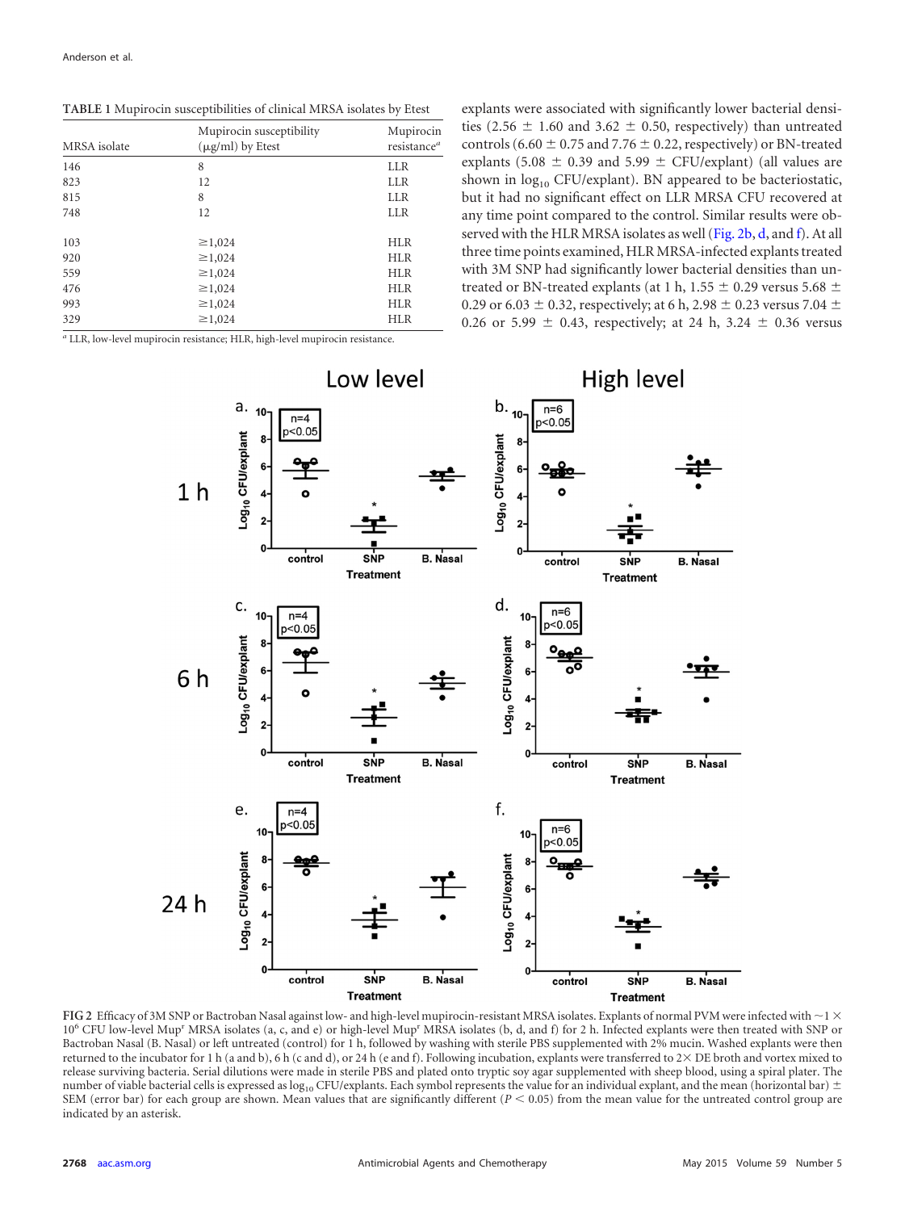TABLE 1 Mupirocin susceptibilities of clinical MRSA isolates by Etest

| MRSA isolate | Mupirocin susceptibility (μg/ml) by Etest | Mupirocin resistance[a] |
|---|---|---|
| 146 | 8 | LLR |
| 823 | 12 | LLR |
| 815 | 8 | LLR |
| 748 | 12 | LLR |
| | | |
| 103 | ≥1,024 | HLR |
| 920 | ≥1,024 | HLR |
| 559 | ≥1,024 | HLR |
| 476 | ≥1,024 | HLR |
| 993 | ≥1,024 | HLR |
| 329 | ≥1,024 | HLR |

[a] LLR, low-level mupirocin resistance; HLR, high-level mupirocin resistance.

explants were associated with significantly lower bacterial densities (2.56 ± 1.60 and 3.62 ± 0.50, respectively) than untreated controls (6.60 ± 0.75 and 7.76 ± 0.22, respectively) or BN-treated explants (5.08 ± 0.39 and 5.99 ± CFU/explant) (all values are shown in $\log_{10}$ CFU/explant). BN appeared to be bacteriostatic, but it had no significant effect on LLR MRSA CFU recovered at any time point compared to the control. Similar results were observed with the HLR MRSA isolates as well (Fig. 2b, d, and f). At all three time points examined, HLR MRSA-infected explants treated with 3M SNP had significantly lower bacterial densities than untreated or BN-treated explants (at 1 h, 1.55 ± 0.29 versus 5.68 ± 0.29 or 6.03 ± 0.32, respectively; at 6 h, 2.98 ± 0.23 versus 7.04 ± 0.26 or 5.99 ± 0.43, respectively; at 24 h, 3.24 ± 0.36 versus

FIG 2 Efficacy of 3M SNP or Bactroban Nasal against low- and high-level mupirocin-resistant MRSA isolates. Explants of normal PVM were infected with ~$1 \times 10^6$ CFU low-level Mup[r] MRSA isolates (a, c, and e) or high-level Mup[r] MRSA isolates (b, d, and f) for 2 h. Infected explants were then treated with SNP or Bactroban Nasal (B. Nasal) or left untreated (control) for 1 h, followed by washing with sterile PBS supplemented with 2% mucin. Washed explants were then returned to the incubator for 1 h (a and b), 6 h (c and d), or 24 h (e and f). Following incubation, explants were transferred to 2× DE broth and vortex mixed to release surviving bacteria. Serial dilutions were made in sterile PBS and plated onto tryptic soy agar supplemented with sheep blood, using a spiral plater. The number of viable bacterial cells is expressed as $\log_{10}$ CFU/explants. Each symbol represents the value for an individual explant, and the mean (horizontal bar) ± SEM (error bar) for each group are shown. Mean values that are significantly different ($P < 0.05$) from the mean value for the untreated control group are indicated by an asterisk.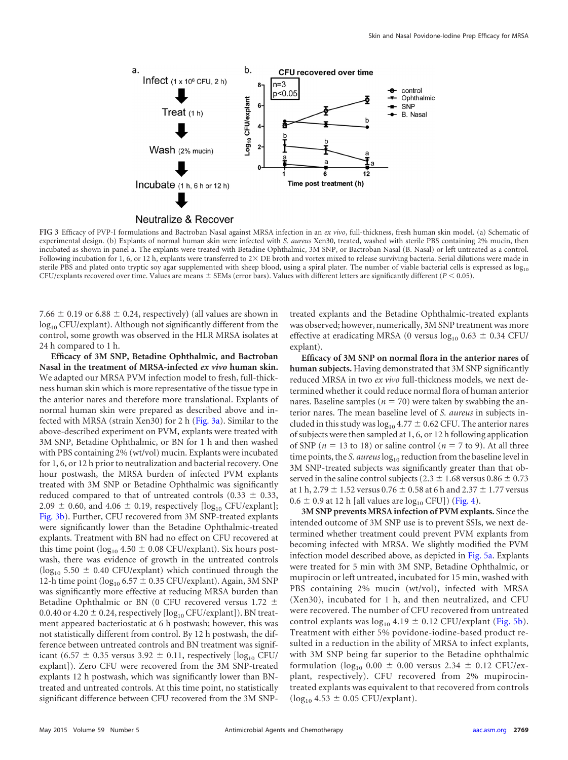FIG 3 Efficacy of PVP-I formulations and Bactroban Nasal against MRSA infection in an *ex vivo*, full-thickness, fresh human skin model. (a) Schematic of experimental design. (b) Explants of normal human skin were infected with *S. aureus* Xen30, treated, washed with sterile PBS containing 2% mucin, then incubated as shown in panel a. The explants were treated with Betadine Ophthalmic, 3M SNP, or Bactroban Nasal (B. Nasal) or left untreated as a control. Following incubation for 1, 6, or 12 h, explants were transferred to 2× DE broth and vortex mixed to release surviving bacteria. Serial dilutions were made in sterile PBS and plated onto tryptic soy agar supplemented with sheep blood, using a spiral plater. The number of viable bacterial cells is expressed as $\log_{10}$ CFU/explants recovered over time. Values are means ± SEMs (error bars). Values with different letters are significantly different ($P < 0.05$).

7.66 ± 0.19 or 6.88 ± 0.24, respectively) (all values are shown in $\log_{10}$ CFU/explant). Although not significantly different from the control, some growth was observed in the HLR MRSA isolates at 24 h compared to 1 h.

**Efficacy of 3M SNP, Betadine Ophthalmic, and Bactroban Nasal in the treatment of MRSA-infected *ex vivo* human skin.** We adapted our MRSA PVM infection model to fresh, full-thickness human skin which is more representative of the tissue type in the anterior nares and therefore more translational. Explants of normal human skin were prepared as described above and infected with MRSA (strain Xen30) for 2 h (Fig. 3a). Similar to the above-described experiment on PVM, explants were treated with 3M SNP, Betadine Ophthalmic, or BN for 1 h and then washed with PBS containing 2% (wt/vol) mucin. Explants were incubated for 1, 6, or 12 h prior to neutralization and bacterial recovery. One hour postwash, the MRSA burden of infected PVM explants treated with 3M SNP or Betadine Ophthalmic was significantly reduced compared to that of untreated controls (0.33 ± 0.33, 2.09 ± 0.60, and 4.06 ± 0.19, respectively [$\log_{10}$ CFU/explant]; Fig. 3b). Further, CFU recovered from 3M SNP-treated explants were significantly lower than the Betadine Ophthalmic-treated explants. Treatment with BN had no effect on CFU recovered at this time point ($\log_{10}$ 4.50 ± 0.08 CFU/explant). Six hours postwash, there was evidence of growth in the untreated controls ($\log_{10}$ 5.50 ± 0.40 CFU/explant) which continued through the 12-h time point ($\log_{10}$ 6.57 ± 0.35 CFU/explant). Again, 3M SNP was significantly more effective at reducing MRSA burden than Betadine Ophthalmic or BN (0 CFU recovered versus 1.72 ± 0.0.40 or 4.20 ± 0.24, respectively [$\log_{10}$ CFU/explant]). BN treatment appeared bacteriostatic at 6 h postwash; however, this was not statistically different from control. By 12 h postwash, the difference between untreated controls and BN treatment was significant (6.57 ± 0.35 versus 3.92 ± 0.11, respectively [$\log_{10}$ CFU/explant]). Zero CFU were recovered from the 3M SNP-treated explants 12 h postwash, which was significantly lower than BN-treated and untreated controls. At this time point, no statistically significant difference between CFU recovered from the 3M SNP-treated explants and the Betadine Ophthalmic-treated explants was observed; however, numerically, 3M SNP treatment was more effective at eradicating MRSA (0 versus $\log_{10}$ 0.63 ± 0.34 CFU/explant).

**Efficacy of 3M SNP on normal flora in the anterior nares of human subjects.** Having demonstrated that 3M SNP significantly reduced MRSA in two *ex vivo* full-thickness models, we next determined whether it could reduce normal flora of human anterior nares. Baseline samples ($n = 70$) were taken by swabbing the anterior nares. The mean baseline level of *S. aureus* in subjects included in this study was $\log_{10}$ 4.77 ± 0.62 CFU. The anterior nares of subjects were then sampled at 1, 6, or 12 h following application of SNP ($n = 13$ to 18) or saline control ($n = 7$ to 9). At all three time points, the *S. aureus* $\log_{10}$ reduction from the baseline level in 3M SNP-treated subjects was significantly greater than that observed in the saline control subjects (2.3 ± 1.68 versus 0.86 ± 0.73 at 1 h, 2.79 ± 1.52 versus 0.76 ± 0.58 at 6 h and 2.37 ± 1.77 versus 0.6 ± 0.9 at 12 h [all values are $\log_{10}$ CFU]) (Fig. 4).

**3M SNP prevents MRSA infection of PVM explants.** Since the intended outcome of 3M SNP use is to prevent SSIs, we next determined whether treatment could prevent PVM explants from becoming infected with MRSA. We slightly modified the PVM infection model described above, as depicted in Fig. 5a. Explants were treated for 5 min with 3M SNP, Betadine Ophthalmic, or mupirocin or left untreated, incubated for 15 min, washed with PBS containing 2% mucin (wt/vol), infected with MRSA (Xen30), incubated for 1 h, and then neutralized, and CFU were recovered. The number of CFU recovered from untreated control explants was $\log_{10}$ 4.19 ± 0.12 CFU/explant (Fig. 5b). Treatment with either 5% povidone-iodine-based product resulted in a reduction in the ability of MRSA to infect explants, with 3M SNP being far superior to the Betadine ophthalmic formulation ($\log_{10}$ 0.00 ± 0.00 versus 2.34 ± 0.12 CFU/explant, respectively). CFU recovered from 2% mupirocin-treated explants was equivalent to that recovered from controls ($\log_{10}$ 4.53 ± 0.05 CFU/explant).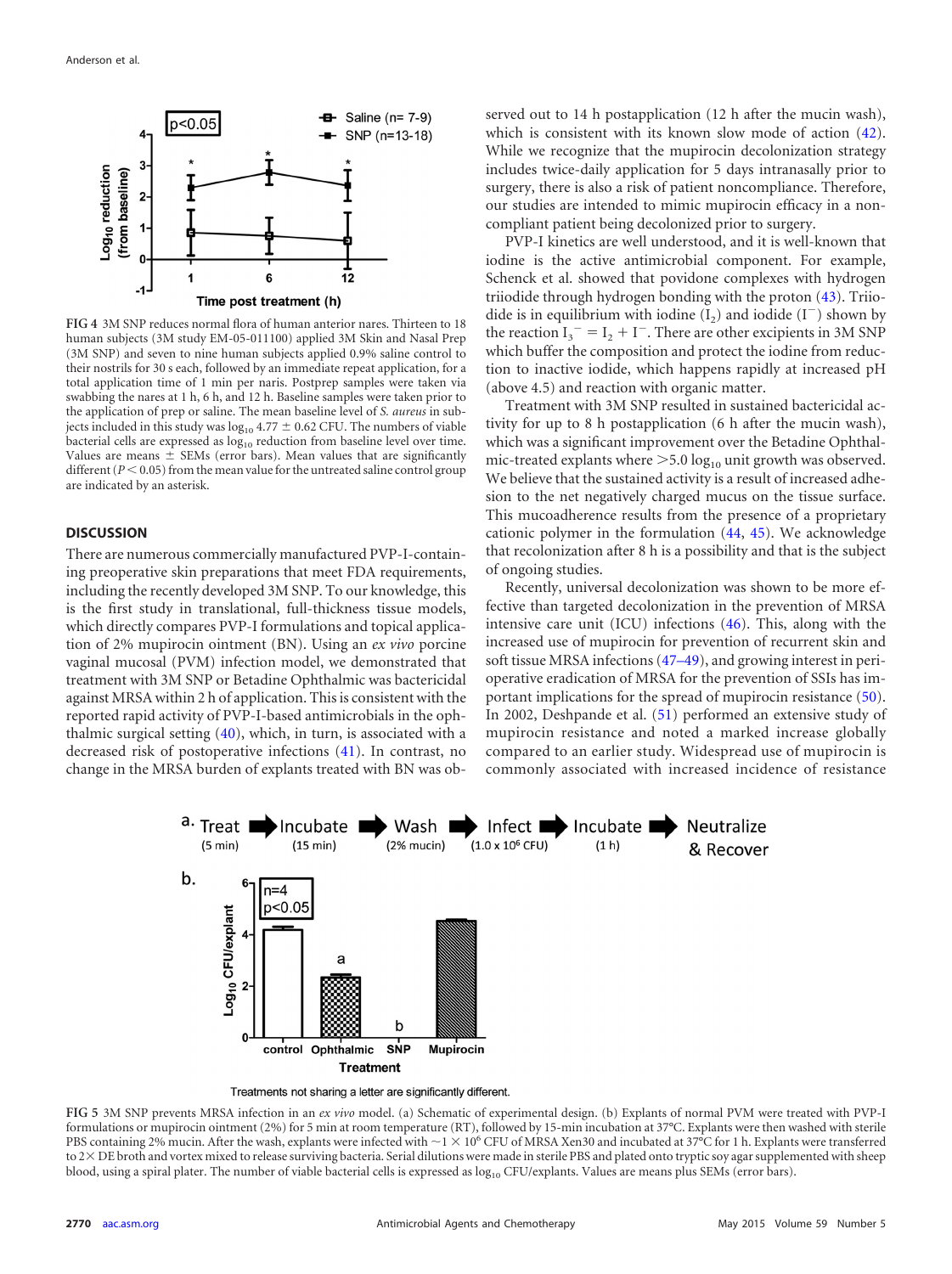FIG 4 3M SNP reduces normal flora of human anterior nares. Thirteen to 18 human subjects (3M study EM-05-011100) applied 3M Skin and Nasal Prep (3M SNP) and seven to nine human subjects applied 0.9% saline control to their nostrils for 30 s each, followed by an immediate repeat application, for a total application time of 1 min per naris. Postprep samples were taken via swabbing the nares at 1 h, 6 h, and 12 h. Baseline samples were taken prior to the application of prep or saline. The mean baseline level of *S. aureus* in subjects included in this study was $\log_{10}$ 4.77 $\pm$ 0.62 CFU. The numbers of viable bacterial cells are expressed as $\log_{10}$ reduction from baseline level over time. Values are means $\pm$ SEMs (error bars). Mean values that are significantly different ($P < 0.05$) from the mean value for the untreated saline control group are indicated by an asterisk.

## DISCUSSION

There are numerous commercially manufactured PVP-I-containing preoperative skin preparations that meet FDA requirements, including the recently developed 3M SNP. To our knowledge, this is the first study in translational, full-thickness tissue models, which directly compares PVP-I formulations and topical application of 2% mupirocin ointment (BN). Using an *ex vivo* porcine vaginal mucosal (PVM) infection model, we demonstrated that treatment with 3M SNP or Betadine Ophthalmic was bactericidal against MRSA within 2 h of application. This is consistent with the reported rapid activity of PVP-I-based antimicrobials in the ophthalmic surgical setting (40), which, in turn, is associated with a decreased risk of postoperative infections (41). In contrast, no change in the MRSA burden of explants treated with BN was observed out to 14 h postapplication (12 h after the mucin wash), which is consistent with its known slow mode of action (42). While we recognize that the mupirocin decolonization strategy includes twice-daily application for 5 days intranasally prior to surgery, there is also a risk of patient noncompliance. Therefore, our studies are intended to mimic mupirocin efficacy in a noncompliant patient being decolonized prior to surgery.

PVP-I kinetics are well understood, and it is well-known that iodine is the active antimicrobial component. For example, Schenck et al. showed that povidone complexes with hydrogen triiodide through hydrogen bonding with the proton (43). Triiodide is in equilibrium with iodine ($I_2$) and iodide ($I^-$) shown by the reaction $I_3^- = I_2 + I^-$. There are other excipients in 3M SNP which buffer the composition and protect the iodine from reduction to inactive iodide, which happens rapidly at increased pH (above 4.5) and reaction with organic matter.

Treatment with 3M SNP resulted in sustained bactericidal activity for up to 8 h postapplication (6 h after the mucin wash), which was a significant improvement over the Betadine Ophthalmic-treated explants where $>$5.0 $\log_{10}$ unit growth was observed. We believe that the sustained activity is a result of increased adhesion to the net negatively charged mucus on the tissue surface. This mucoadherence results from the presence of a proprietary cationic polymer in the formulation (44, 45). We acknowledge that recolonization after 8 h is a possibility and that is the subject of ongoing studies.

Recently, universal decolonization was shown to be more effective than targeted decolonization in the prevention of MRSA intensive care unit (ICU) infections (46). This, along with the increased use of mupirocin for prevention of recurrent skin and soft tissue MRSA infections (47–49), and growing interest in perioperative eradication of MRSA for the prevention of SSIs has important implications for the spread of mupirocin resistance (50). In 2002, Deshpande et al. (51) performed an extensive study of mupirocin resistance and noted a marked increase globally compared to an earlier study. Widespread use of mupirocin is commonly associated with increased incidence of resistance

FIG 5 3M SNP prevents MRSA infection in an *ex vivo* model. (a) Schematic of experimental design. (b) Explants of normal PVM were treated with PVP-I formulations or mupirocin ointment (2%) for 5 min at room temperature (RT), followed by 15-min incubation at 37°C. Explants were then washed with sterile PBS containing 2% mucin. After the wash, explants were infected with $\sim 1 \times 10^6$ CFU of MRSA Xen30 and incubated at 37°C for 1 h. Explants were transferred to 2× DE broth and vortex mixed to release surviving bacteria. Serial dilutions were made in sterile PBS and plated onto tryptic soy agar supplemented with sheep blood, using a spiral plater. The number of viable bacterial cells is expressed as $\log_{10}$ CFU/explants. Values are means plus SEMs (error bars).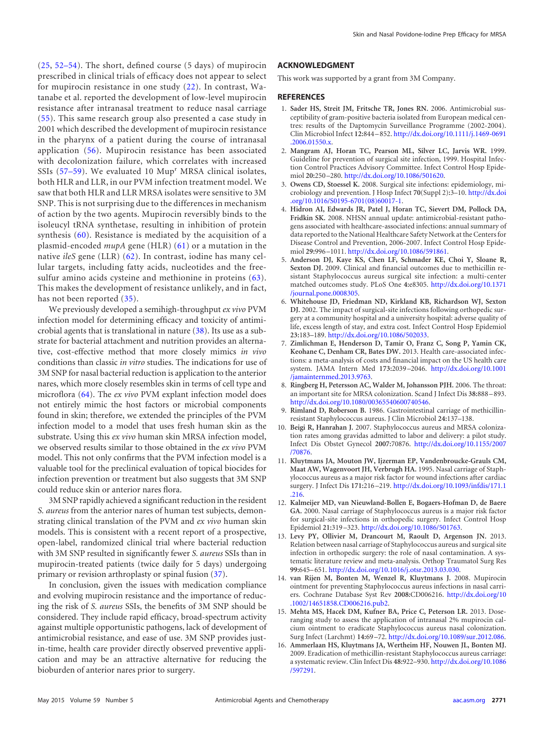(25, 52–54). The short, defined course (5 days) of mupirocin prescribed in clinical trials of efficacy does not appear to select for mupirocin resistance in one study (22). In contrast, Watanabe et al. reported the development of low-level mupirocin resistance after intranasal treatment to reduce nasal carriage (55). This same research group also presented a case study in 2001 which described the development of mupirocin resistance in the pharynx of a patient during the course of intranasal application (56). Mupirocin resistance has been associated with decolonization failure, which correlates with increased SSIs (57–59). We evaluated 10 Mup$^r$ MRSA clinical isolates, both HLR and LLR, in our PVM infection treatment model. We saw that both HLR and LLR MRSA isolates were sensitive to 3M SNP. This is not surprising due to the differences in mechanism of action by the two agents. Mupirocin reversibly binds to the isoleucyl tRNA synthetase, resulting in inhibition of protein synthesis (60). Resistance is mediated by the acquisition of a plasmid-encoded *mupA* gene (HLR) (61) or a mutation in the native *ileS* gene (LLR) (62). In contrast, iodine has many cellular targets, including fatty acids, nucleotides and the free-sulfur amino acids cysteine and methionine in proteins (63). This makes the development of resistance unlikely, and in fact, has not been reported (35).

We previously developed a semihigh-throughput *ex vivo* PVM infection model for determining efficacy and toxicity of antimicrobial agents that is translational in nature (38). Its use as a substrate for bacterial attachment and nutrition provides an alternative, cost-effective method that more closely mimics *in vivo* conditions than classic *in vitro* studies. The indications for use of 3M SNP for nasal bacterial reduction is application to the anterior nares, which more closely resembles skin in terms of cell type and microflora (64). The *ex vivo* PVM explant infection model does not entirely mimic the host factors or microbial components found in skin; therefore, we extended the principles of the PVM infection model to a model that uses fresh human skin as the substrate. Using this *ex vivo* human skin MRSA infection model, we observed results similar to those obtained in the *ex vivo* PVM model. This not only confirms that the PVM infection model is a valuable tool for the preclinical evaluation of topical biocides for infection prevention or treatment but also suggests that 3M SNP could reduce skin or anterior nares flora.

3M SNP rapidly achieved a significant reduction in the resident *S. aureus* from the anterior nares of human test subjects, demonstrating clinical translation of the PVM and *ex vivo* human skin models. This is consistent with a recent report of a prospective, open-label, randomized clinical trial where bacterial reduction with 3M SNP resulted in significantly fewer *S. aureus* SSIs than in mupirocin-treated patients (twice daily for 5 days) undergoing primary or revision arthroplasty or spinal fusion (37).

In conclusion, given the issues with medication compliance and evolving mupirocin resistance and the importance of reducing the risk of *S. aureus* SSIs, the benefits of 3M SNP should be considered. They include rapid efficacy, broad-spectrum activity against multiple opportunistic pathogens, lack of development of antimicrobial resistance, and ease of use. 3M SNP provides just-in-time, health care provider directly observed preventive application and may be an attractive alternative for reducing the bioburden of anterior nares prior to surgery.

## ACKNOWLEDGMENT

This work was supported by a grant from 3M Company.

## REFERENCES

1. **Sader HS, Streit JM, Fritsche TR, Jones RN.** 2006. Antimicrobial susceptibility of gram-positive bacteria isolated from European medical centres: results of the Daptomycin Surveillance Programme (2002-2004). Clin Microbiol Infect **12:**844–852. http://dx.doi.org/10.1111/j.1469-0691.2006.01550.x.
2. **Mangram AJ, Horan TC, Pearson ML, Silver LC, Jarvis WR.** 1999. Guideline for prevention of surgical site infection, 1999. Hospital Infection Control Practices Advisory Committee. Infect Control Hosp Epidemiol **20:**250–280. http://dx.doi.org/10.1086/501620.
3. **Owens CD, Stoessel K.** 2008. Surgical site infections: epidemiology, microbiology and prevention. J Hosp Infect **70**(Suppl 2)**:**3–10. http://dx.doi.org/10.1016/S0195-6701(08)60017-1.
4. **Hidron AI, Edwards JR, Patel J, Horan TC, Sievert DM, Pollock DA, Fridkin SK.** 2008. NHSN annual update: antimicrobial-resistant pathogens associated with healthcare-associated infections: annual summary of data reported to the National Healthcare Safety Network at the Centers for Disease Control and Prevention, 2006-2007. Infect Control Hosp Epidemiol **29:**996–1011. http://dx.doi.org/10.1086/591861.
5. **Anderson DJ, Kaye KS, Chen LF, Schmader KE, Choi Y, Sloane R, Sexton DJ.** 2009. Clinical and financial outcomes due to methicillin resistant Staphylococcus aureus surgical site infection: a multi-center matched outcomes study. PLoS One **4:**e8305. http://dx.doi.org/10.1371/journal.pone.0008305.
6. **Whitehouse JD, Friedman ND, Kirkland KB, Richardson WJ, Sexton DJ.** 2002. The impact of surgical-site infections following orthopedic surgery at a community hospital and a university hospital: adverse quality of life, excess length of stay, and extra cost. Infect Control Hosp Epidemiol **23:**183–189. http://dx.doi.org/10.1086/502033.
7. **Zimlichman E, Henderson D, Tamir O, Franz C, Song P, Yamin CK, Keohane C, Denham CR, Bates DW.** 2013. Health care-associated infections: a meta-analysis of costs and financial impact on the US health care system. JAMA Intern Med **173:**2039–2046. http://dx.doi.org/10.1001/jamainternmed.2013.9763.
8. **Ringberg H, Petersson AC, Walder M, Johansson PJH.** 2006. The throat: an important site for MRSA colonization. Scand J Infect Dis **38:**888–893. http://dx.doi.org/10.1080/00365540600740546.
9. **Rimland D, Roberson B.** 1986. Gastrointestinal carriage of methicillin-resistant Staphylococcus aureus. J Clin Microbiol **24:**137–138.
10. **Beigi R, Hanrahan J.** 2007. Staphylococcus aureus and MRSA colonization rates among gravidas admitted to labor and delivery: a pilot study. Infect Dis Obstet Gynecol **2007:**70876. http://dx.doi.org/10.1155/2007/70876.
11. **Kluytmans JA, Mouton JW, Ijzerman EP, Vandenbroucke-Grauls CM, Maat AW, Wagenvoort JH, Verbrugh HA.** 1995. Nasal carriage of Staphylococcus aureus as a major risk factor for wound infections after cardiac surgery. J Infect Dis **171:**216–219. http://dx.doi.org/10.1093/infdis/171.1.216.
12. **Kalmeijer MD, van Nieuwland-Bollen E, Bogaers-Hofman D, de Baere GA.** 2000. Nasal carriage of Staphylococcus aureus is a major risk factor for surgical-site infections in orthopedic surgery. Infect Control Hosp Epidemiol **21:**319–323. http://dx.doi.org/10.1086/501763.
13. **Levy PY, Ollivier M, Drancourt M, Raoult D, Argenson JN.** 2013. Relation between nasal carriage of Staphylococcus aureus and surgical site infection in orthopedic surgery: the role of nasal contamination. A systematic literature review and meta-analysis. Orthop Traumatol Surg Res **99:**645–651. http://dx.doi.org/10.1016/j.otsr.2013.03.030.
14. **van Rijen M, Bonten M, Wenzel R, Kluytmans J.** 2008. Mupirocin ointment for preventing Staphylococcus aureus infections in nasal carriers. Cochrane Database Syst Rev **2008:**CD006216. http://dx.doi.org/10.1002/14651858.CD006216.pub2.
15. **Mehta MS, Hacek DM, Kufner BA, Price C, Peterson LR.** 2013. Dose-ranging study to assess the application of intranasal 2% mupirocin calcium ointment to eradicate Staphylococcus aureus nasal colonization. Surg Infect (Larchmt) **14:**69–72. http://dx.doi.org/10.1089/sur.2012.086.
16. **Ammerlaan HS, Kluytmans JA, Wertheim HF, Nouwen JL, Bonten MJ.** 2009. Eradication of methicillin-resistant Staphylococcus aureus carriage: a systematic review. Clin Infect Dis **48:**922–930. http://dx.doi.org/10.1086/597291.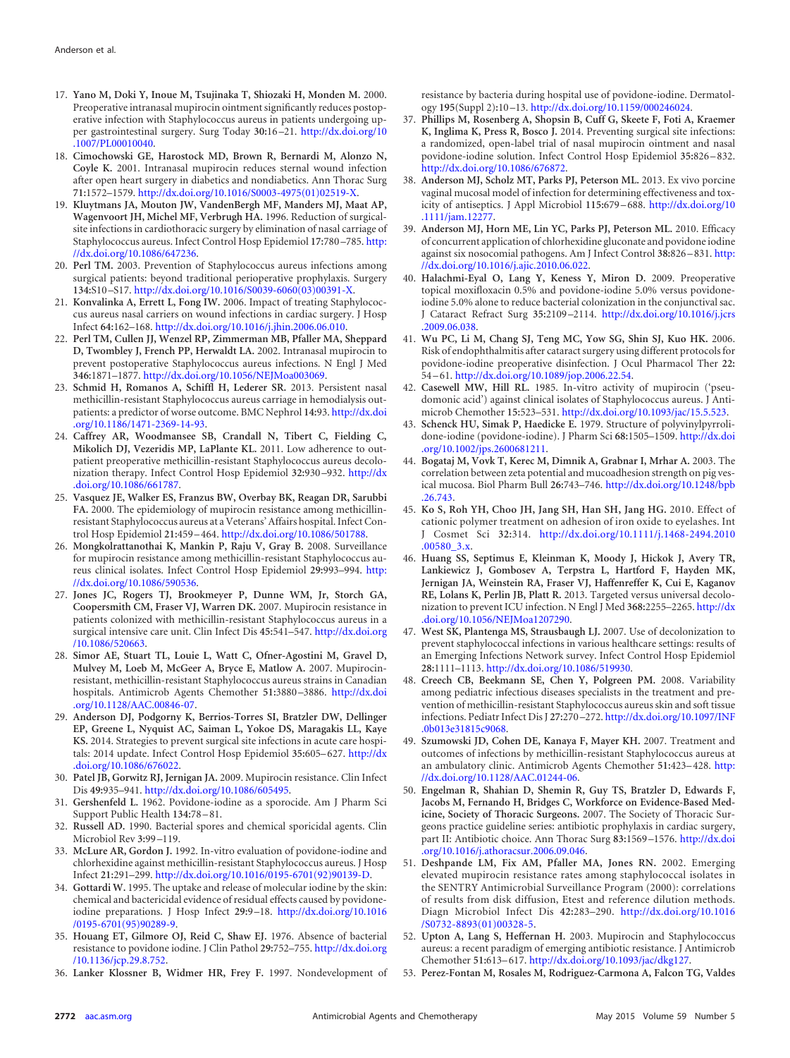17. **Yano M, Doki Y, Inoue M, Tsujinaka T, Shiozaki H, Monden M.** 2000. Preoperative intranasal mupirocin ointment significantly reduces postoperative infection with Staphylococcus aureus in patients undergoing upper gastrointestinal surgery. Surg Today **30:**16–21. http://dx.doi.org/10.1007/PL00010040.
18. **Cimochowski GE, Harostock MD, Brown R, Bernardi M, Alonzo N, Coyle K.** 2001. Intranasal mupirocin reduces sternal wound infection after open heart surgery in diabetics and nondiabetics. Ann Thorac Surg **71:**1572–1579. http://dx.doi.org/10.1016/S0003-4975(01)02519-X.
19. **Kluytmans JA, Mouton JW, VandenBergh MF, Manders MJ, Maat AP, Wagenvoort JH, Michel MF, Verbrugh HA.** 1996. Reduction of surgical-site infections in cardiothoracic surgery by elimination of nasal carriage of Staphylococcus aureus. Infect Control Hosp Epidemiol **17:**780–785. http://dx.doi.org/10.1086/647236.
20. **Perl TM.** 2003. Prevention of Staphylococcus aureus infections among surgical patients: beyond traditional perioperative prophylaxis. Surgery **134:**S10–S17. http://dx.doi.org/10.1016/S0039-6060(03)00391-X.
21. **Konvalinka A, Errett L, Fong IW.** 2006. Impact of treating Staphylococcus aureus nasal carriers on wound infections in cardiac surgery. J Hosp Infect **64:**162–168. http://dx.doi.org/10.1016/j.jhin.2006.06.010.
22. **Perl TM, Cullen JJ, Wenzel RP, Zimmerman MB, Pfaller MA, Sheppard D, Twombley J, French PP, Herwaldt LA.** 2002. Intranasal mupirocin to prevent postoperative Staphylococcus aureus infections. N Engl J Med **346:**1871–1877. http://dx.doi.org/10.1056/NEJMoa003069.
23. **Schmid H, Romanos A, Schiffl H, Lederer SR.** 2013. Persistent nasal methicillin-resistant Staphylococcus aureus carriage in hemodialysis outpatients: a predictor of worse outcome. BMC Nephrol **14:**93. http://dx.doi.org/10.1186/1471-2369-14-93.
24. **Caffrey AR, Woodmansee SB, Crandall N, Tibert C, Fielding C, Mikolich DJ, Vezeridis MP, LaPlante KL.** 2011. Low adherence to outpatient preoperative methicillin-resistant Staphylococcus aureus decolonization therapy. Infect Control Hosp Epidemiol **32:**930–932. http://dx.doi.org/10.1086/661787.
25. **Vasquez JE, Walker ES, Franzus BW, Overbay BK, Reagan DR, Sarubbi FA.** 2000. The epidemiology of mupirocin resistance among methicillin-resistant Staphylococcus aureus at a Veterans' Affairs hospital. Infect Control Hosp Epidemiol **21:**459–464. http://dx.doi.org/10.1086/501788.
26. **Mongkolrattanothai K, Mankin P, Raju V, Gray B.** 2008. Surveillance for mupirocin resistance among methicillin-resistant Staphylococcus aureus clinical isolates. Infect Control Hosp Epidemiol **29:**993–994. http://dx.doi.org/10.1086/590536.
27. **Jones JC, Rogers TJ, Brookmeyer P, Dunne WM, Jr, Storch GA, Coopersmith CM, Fraser VJ, Warren DK.** 2007. Mupirocin resistance in patients colonized with methicillin-resistant Staphylococcus aureus in a surgical intensive care unit. Clin Infect Dis **45:**541–547. http://dx.doi.org/10.1086/520663.
28. **Simor AE, Stuart TL, Louie L, Watt C, Ofner-Agostini M, Gravel D, Mulvey M, Loeb M, McGeer A, Bryce E, Matlow A.** 2007. Mupirocin-resistant, methicillin-resistant Staphylococcus aureus strains in Canadian hospitals. Antimicrob Agents Chemother **51:**3880–3886. http://dx.doi.org/10.1128/AAC.00846-07.
29. **Anderson DJ, Podgorny K, Berrios-Torres SI, Bratzler DW, Dellinger EP, Greene L, Nyquist AC, Saiman L, Yokoe DS, Maragakis LL, Kaye KS.** 2014. Strategies to prevent surgical site infections in acute care hospitals: 2014 update. Infect Control Hosp Epidemiol **35:**605–627. http://dx.doi.org/10.1086/676022.
30. **Patel JB, Gorwitz RJ, Jernigan JA.** 2009. Mupirocin resistance. Clin Infect Dis **49:**935–941. http://dx.doi.org/10.1086/605495.
31. **Gershenfeld L.** 1962. Povidone-iodine as a sporocide. Am J Pharm Sci Support Public Health **134:**78–81.
32. **Russell AD.** 1990. Bacterial spores and chemical sporicidal agents. Clin Microbiol Rev **3:**99–119.
33. **McLure AR, Gordon J.** 1992. In-vitro evaluation of povidone-iodine and chlorhexidine against methicillin-resistant Staphylococcus aureus. J Hosp Infect **21:**291–299. http://dx.doi.org/10.1016/0195-6701(92)90139-D.
34. **Gottardi W.** 1995. The uptake and release of molecular iodine by the skin: chemical and bactericidal evidence of residual effects caused by povidone-iodine preparations. J Hosp Infect **29:**9–18. http://dx.doi.org/10.1016/0195-6701(95)90289-9.
35. **Houang ET, Gilmore OJ, Reid C, Shaw EJ.** 1976. Absence of bacterial resistance to povidone iodine. J Clin Pathol **29:**752–755. http://dx.doi.org/10.1136/jcp.29.8.752.
36. **Lanker Klossner B, Widmer HR, Frey F.** 1997. Nondevelopment of resistance by bacteria during hospital use of povidone-iodine. Dermatology **195**(Suppl 2)**:**10–13. http://dx.doi.org/10.1159/000246024.
37. **Phillips M, Rosenberg A, Shopsin B, Cuff G, Skeete F, Foti A, Kraemer K, Inglima K, Press R, Bosco J.** 2014. Preventing surgical site infections: a randomized, open-label trial of nasal mupirocin ointment and nasal povidone-iodine solution. Infect Control Hosp Epidemiol **35:**826–832. http://dx.doi.org/10.1086/676872.
38. **Anderson MJ, Scholz MT, Parks PJ, Peterson ML.** 2013. Ex vivo porcine vaginal mucosal model of infection for determining effectiveness and toxicity of antiseptics. J Appl Microbiol **115:**679–688. http://dx.doi.org/10.1111/jam.12277.
39. **Anderson MJ, Horn ME, Lin YC, Parks PJ, Peterson ML.** 2010. Efficacy of concurrent application of chlorhexidine gluconate and povidone iodine against six nosocomial pathogens. Am J Infect Control **38:**826–831. http://dx.doi.org/10.1016/j.ajic.2010.06.022.
40. **Halachmi-Eyal O, Lang Y, Keness Y, Miron D.** 2009. Preoperative topical moxifloxacin 0.5% and povidone-iodine 5.0% versus povidone-iodine 5.0% alone to reduce bacterial colonization in the conjunctival sac. J Cataract Refract Surg **35:**2109–2114. http://dx.doi.org/10.1016/j.jcrs.2009.06.038.
41. **Wu PC, Li M, Chang SJ, Teng MC, Yow SG, Shin SJ, Kuo HK.** 2006. Risk of endophthalmitis after cataract surgery using different protocols for povidone-iodine preoperative disinfection. J Ocul Pharmacol Ther **22:**54–61. http://dx.doi.org/10.1089/jop.2006.22.54.
42. **Casewell MW, Hill RL.** 1985. In-vitro activity of mupirocin ('pseudomonic acid') against clinical isolates of Staphylococcus aureus. J Antimicrob Chemother **15:**523–531. http://dx.doi.org/10.1093/jac/15.5.523.
43. **Schenck HU, Simak P, Haedicke E.** 1979. Structure of polyvinylpyrrolidone-iodine (povidone-iodine). J Pharm Sci **68:**1505–1509. http://dx.doi.org/10.1002/jps.2600681211.
44. **Bogataj M, Vovk T, Kerec M, Dimnik A, Grabnar I, Mrhar A.** 2003. The correlation between zeta potential and mucoadhesion strength on pig vesical mucosa. Biol Pharm Bull **26:**743–746. http://dx.doi.org/10.1248/bpb.26.743.
45. **Ko S, Roh YH, Choo JH, Jang SH, Han SH, Jang HG.** 2010. Effect of cationic polymer treatment on adhesion of iron oxide to eyelashes. Int J Cosmet Sci **32:**314. http://dx.doi.org/10.1111/j.1468-2494.2010.00580_3.x.
46. **Huang SS, Septimus E, Kleinman K, Moody J, Hickok J, Avery TR, Lankiewicz J, Gombosev A, Terpstra L, Hartford F, Hayden MK, Jernigan JA, Weinstein RA, Fraser VJ, Haffenreffer K, Cui E, Kaganov RE, Lolans K, Perlin JB, Platt R.** 2013. Targeted versus universal decolonization to prevent ICU infection. N Engl J Med **368:**2255–2265. http://dx.doi.org/10.1056/NEJMoa1207290.
47. **West SK, Plantenga MS, Strausbaugh LJ.** 2007. Use of decolonization to prevent staphylococcal infections in various healthcare settings: results of an Emerging Infections Network survey. Infect Control Hosp Epidemiol **28:**1111–1113. http://dx.doi.org/10.1086/519930.
48. **Creech CB, Beekmann SE, Chen Y, Polgreen PM.** 2008. Variability among pediatric infectious diseases specialists in the treatment and prevention of methicillin-resistant Staphylococcus aureus skin and soft tissue infections. Pediatr Infect Dis J **27:**270–272. http://dx.doi.org/10.1097/INF.0b013e31815c9068.
49. **Szumowski JD, Cohen DE, Kanaya F, Mayer KH.** 2007. Treatment and outcomes of infections by methicillin-resistant Staphylococcus aureus at an ambulatory clinic. Antimicrob Agents Chemother **51:**423–428. http://dx.doi.org/10.1128/AAC.01244-06.
50. **Engelman R, Shahian D, Shemin R, Guy TS, Bratzler D, Edwards F, Jacobs M, Fernando H, Bridges C, Workforce on Evidence-Based Medicine, Society of Thoracic Surgeons.** 2007. The Society of Thoracic Surgeons practice guideline series: antibiotic prophylaxis in cardiac surgery, part II: Antibiotic choice. Ann Thorac Surg **83:**1569–1576. http://dx.doi.org/10.1016/j.athoracsur.2006.09.046.
51. **Deshpande LM, Fix AM, Pfaller MA, Jones RN.** 2002. Emerging elevated mupirocin resistance rates among staphylococcal isolates in the SENTRY Antimicrobial Surveillance Program (2000): correlations of results from disk diffusion, Etest and reference dilution methods. Diagn Microbiol Infect Dis **42:**283–290. http://dx.doi.org/10.1016/S0732-8893(01)00328-5.
52. **Upton A, Lang S, Heffernan H.** 2003. Mupirocin and Staphylococcus aureus: a recent paradigm of emerging antibiotic resistance. J Antimicrob Chemother **51:**613–617. http://dx.doi.org/10.1093/jac/dkg127.
53. **Perez-Fontan M, Rosales M, Rodriguez-Carmona A, Falcon TG, Valdes**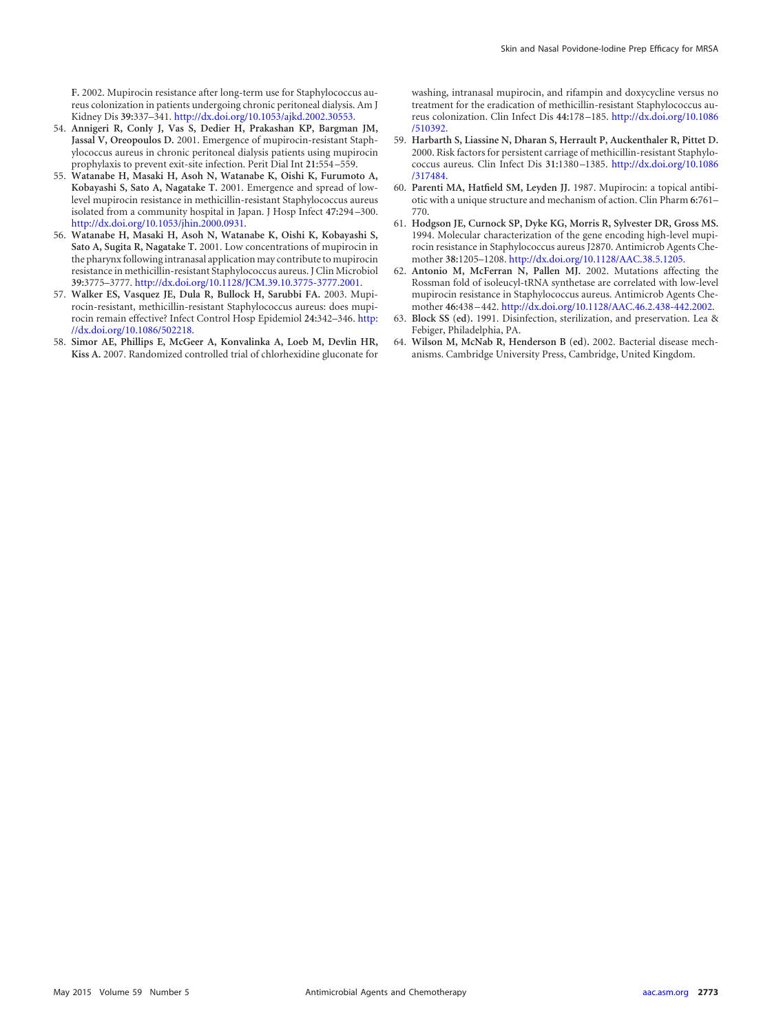F. 2002. Mupirocin resistance after long-term use for Staphylococcus aureus colonization in patients undergoing chronic peritoneal dialysis. Am J Kidney Dis **39:**337–341. http://dx.doi.org/10.1053/ajkd.2002.30553.

54. **Annigeri R, Conly J, Vas S, Dedier H, Prakashan KP, Bargman JM, Jassal V, Oreopoulos D.** 2001. Emergence of mupirocin-resistant Staphylococcus aureus in chronic peritoneal dialysis patients using mupirocin prophylaxis to prevent exit-site infection. Perit Dial Int **21:**554–559.
55. **Watanabe H, Masaki H, Asoh N, Watanabe K, Oishi K, Furumoto A, Kobayashi S, Sato A, Nagatake T.** 2001. Emergence and spread of low-level mupirocin resistance in methicillin-resistant Staphylococcus aureus isolated from a community hospital in Japan. J Hosp Infect **47:**294–300. http://dx.doi.org/10.1053/jhin.2000.0931.
56. **Watanabe H, Masaki H, Asoh N, Watanabe K, Oishi K, Kobayashi S, Sato A, Sugita R, Nagatake T.** 2001. Low concentrations of mupirocin in the pharynx following intranasal application may contribute to mupirocin resistance in methicillin-resistant Staphylococcus aureus. J Clin Microbiol **39:**3775–3777. http://dx.doi.org/10.1128/JCM.39.10.3775-3777.2001.
57. **Walker ES, Vasquez JE, Dula R, Bullock H, Sarubbi FA.** 2003. Mupirocin-resistant, methicillin-resistant Staphylococcus aureus: does mupirocin remain effective? Infect Control Hosp Epidemiol **24:**342–346. http://dx.doi.org/10.1086/502218.
58. **Simor AE, Phillips E, McGeer A, Konvalinka A, Loeb M, Devlin HR, Kiss A.** 2007. Randomized controlled trial of chlorhexidine gluconate for washing, intranasal mupirocin, and rifampin and doxycycline versus no treatment for the eradication of methicillin-resistant Staphylococcus aureus colonization. Clin Infect Dis **44:**178–185. http://dx.doi.org/10.1086/510392.
59. **Harbarth S, Liassine N, Dharan S, Herrault P, Auckenthaler R, Pittet D.** 2000. Risk factors for persistent carriage of methicillin-resistant Staphylococcus aureus. Clin Infect Dis **31:**1380–1385. http://dx.doi.org/10.1086/317484.
60. **Parenti MA, Hatfield SM, Leyden JJ.** 1987. Mupirocin: a topical antibiotic with a unique structure and mechanism of action. Clin Pharm **6:**761–770.
61. **Hodgson JE, Curnock SP, Dyke KG, Morris R, Sylvester DR, Gross MS.** 1994. Molecular characterization of the gene encoding high-level mupirocin resistance in Staphylococcus aureus J2870. Antimicrob Agents Chemother **38:**1205–1208. http://dx.doi.org/10.1128/AAC.38.5.1205.
62. **Antonio M, McFerran N, Pallen MJ.** 2002. Mutations affecting the Rossman fold of isoleucyl-tRNA synthetase are correlated with low-level mupirocin resistance in Staphylococcus aureus. Antimicrob Agents Chemother **46:**438–442. http://dx.doi.org/10.1128/AAC.46.2.438-442.2002.
63. **Block SS (ed).** 1991. Disinfection, sterilization, and preservation. Lea & Febiger, Philadelphia, PA.
64. **Wilson M, McNab R, Henderson B (ed).** 2002. Bacterial disease mechanisms. Cambridge University Press, Cambridge, United Kingdom.